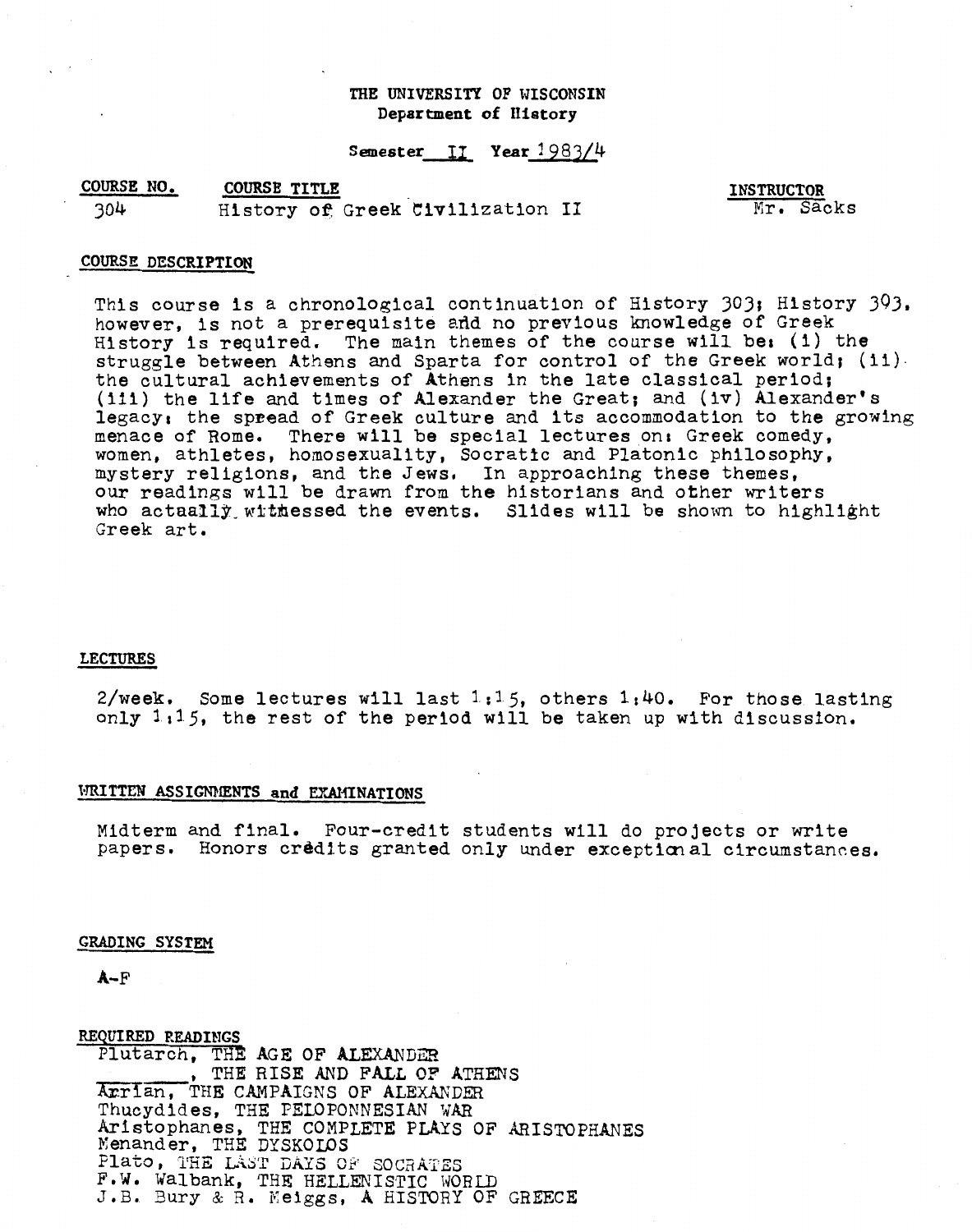**THE UNIVERSITY OF WISCONSIN**
**Department of History**

**Semester** II **Year** 1983/4

| COURSE NO. | COURSE TITLE | INSTRUCTOR |
| --- | --- | --- |
| 304 | History of Greek Civilization II | Mr. Sacks |

## COURSE DESCRIPTION

This course is a chronological continuation of History 303; History 393, however, is not a prerequisite and no previous knowledge of Greek History is required. The main themes of the course will be: (i) the struggle between Athens and Sparta for control of the Greek world; (ii) the cultural achievements of Athens in the late classical period; (iii) the life and times of Alexander the Great; and (iv) Alexander's legacy: the spread of Greek culture and its accommodation to the growing menace of Rome. There will be special lectures on: Greek comedy, women, athletes, homosexuality, Socratic and Platonic philosophy, mystery religions, and the Jews. In approaching these themes, our readings will be drawn from the historians and other writers who actually witnessed the events. Slides will be shown to highlight Greek art.

## LECTURES

2/week. Some lectures will last 1:15, others 1:40. For those lasting only 1:15, the rest of the period will be taken up with discussion.

## WRITTEN ASSIGNMENTS and EXAMINATIONS

Midterm and final. Four-credit students will do projects or write papers. Honors credits granted only under exceptional circumstances.

## GRADING SYSTEM

A-F

## REQUIRED READINGS

Plutarch, THE AGE OF ALEXANDER
________, THE RISE AND FALL OF ATHENS
Arrian, THE CAMPAIGNS OF ALEXANDER
Thucydides, THE PELOPONNESIAN WAR
Aristophanes, THE COMPLETE PLAYS OF ARISTOPHANES
Menander, THE DYSKOLOS
Plato, THE LAST DAYS OF SOCRATES
F.W. Walbank, THE HELLENISTIC WORLD
J.B. Bury & R. Meiggs, A HISTORY OF GREECE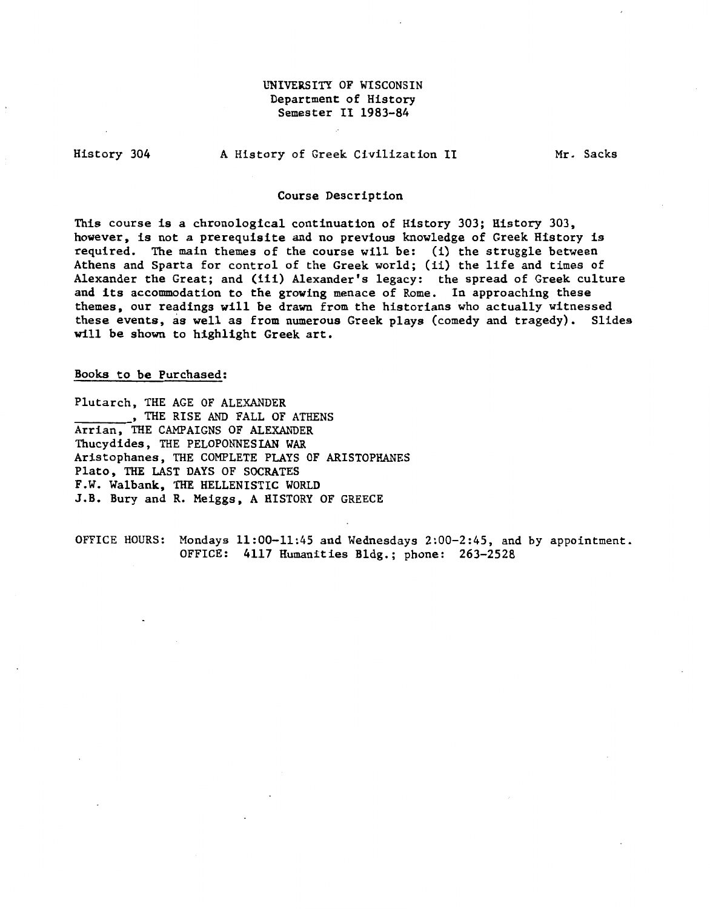UNIVERSITY OF WISCONSIN
Department of History
Semester II 1983-84

History 304 — A History of Greek Civilization II — Mr. Sacks

## Course Description

This course is a chronological continuation of History 303; History 303, however, is not a prerequisite and no previous knowledge of Greek History is required. The main themes of the course will be: (i) the struggle between Athens and Sparta for control of the Greek world; (ii) the life and times of Alexander the Great; and (iii) Alexander's legacy: the spread of Greek culture and its accommodation to the growing menace of Rome. In approaching these themes, our readings will be drawn from the historians who actually witnessed these events, as well as from numerous Greek plays (comedy and tragedy). Slides will be shown to highlight Greek art.

### Books to be Purchased:

Plutarch, THE AGE OF ALEXANDER
________, THE RISE AND FALL OF ATHENS
Arrian, THE CAMPAIGNS OF ALEXANDER
Thucydides, THE PELOPONNESIAN WAR
Aristophanes, THE COMPLETE PLAYS OF ARISTOPHANES
Plato, THE LAST DAYS OF SOCRATES
F.W. Walbank, THE HELLENISTIC WORLD
J.B. Bury and R. Meiggs, A HISTORY OF GREECE

OFFICE HOURS: Mondays 11:00-11:45 and Wednesdays 2:00-2:45, and by appointment.
OFFICE: 4117 Humanities Bldg.; phone: 263-2528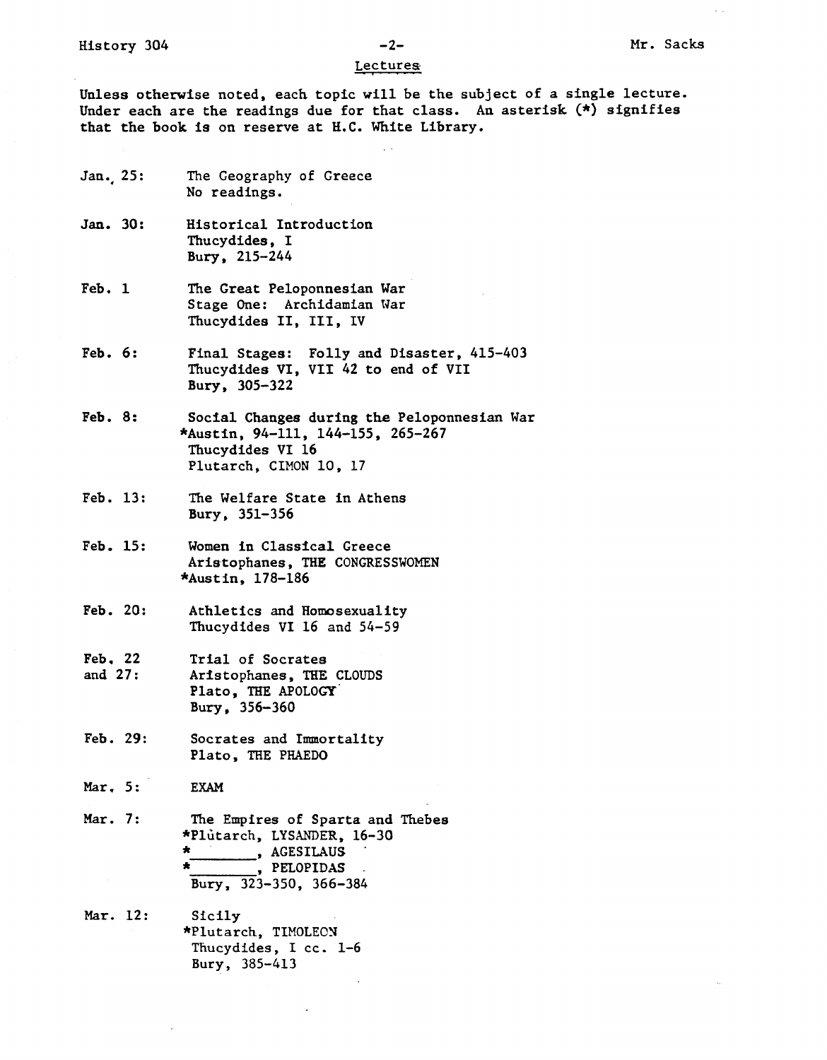## Lectures

Unless otherwise noted, each topic will be the subject of a single lecture. Under each are the readings due for that class. An asterisk (*) signifies that the book is on reserve at H.C. White Library.

**Jan. 25:** The Geography of Greece
No readings.

**Jan. 30:** Historical Introduction
Thucydides, I
Bury, 215-244

**Feb. 1** The Great Peloponnesian War
Stage One: Archidamian War
Thucydides II, III, IV

**Feb. 6:** Final Stages: Folly and Disaster, 415-403
Thucydides VI, VII 42 to end of VII
Bury, 305-322

**Feb. 8:** Social Changes during the Peloponnesian War
*Austin, 94-111, 144-155, 265-267
Thucydides VI 16
Plutarch, CIMON 10, 17

**Feb. 13:** The Welfare State in Athens
Bury, 351-356

**Feb. 15:** Women in Classical Greece
Aristophanes, THE CONGRESSWOMEN
*Austin, 178-186

**Feb. 20:** Athletics and Homosexuality
Thucydides VI 16 and 54-59

**Feb. 22 and 27:** Trial of Socrates
Aristophanes, THE CLOUDS
Plato, THE APOLOGY
Bury, 356-360

**Feb. 29:** Socrates and Immortality
Plato, THE PHAEDO

**Mar. 5:** EXAM

**Mar. 7:** The Empires of Sparta and Thebes
*Plutarch, LYSANDER, 16-30
*________, AGESILAUS
*________, PELOPIDAS
Bury, 323-350, 366-384

**Mar. 12:** Sicily
*Plutarch, TIMOLEON
Thucydides, I cc. 1-6
Bury, 385-413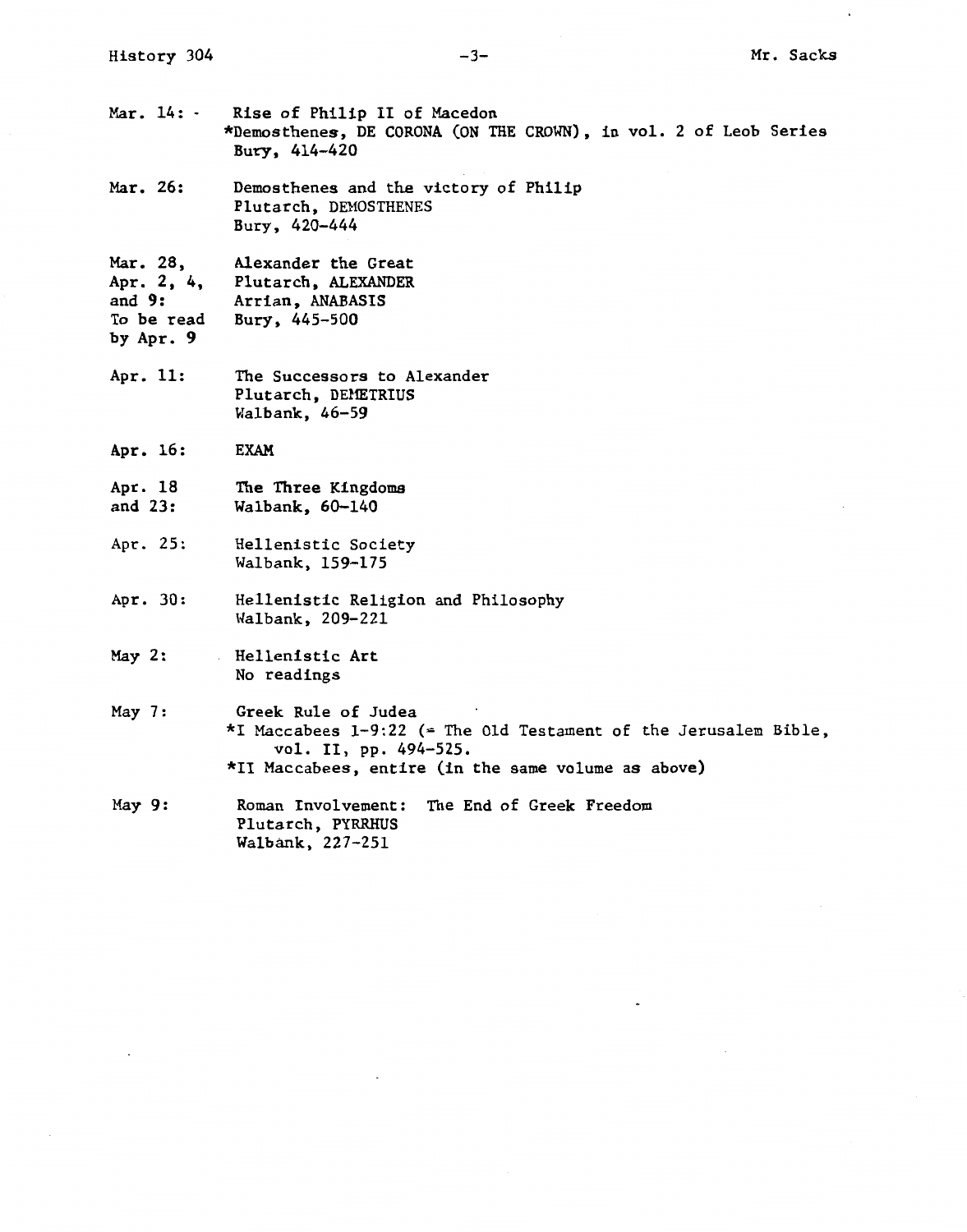| | |
|---|---|
| Mar. 14: · | Rise of Philip II of Macedon<br>*Demosthenes, DE CORONA (ON THE CROWN), in vol. 2 of Leob Series<br>Bury, 414-420 |
| Mar. 26: | Demosthenes and the victory of Philip<br>Plutarch, DEMOSTHENES<br>Bury, 420-444 |
| Mar. 28, Apr. 2, 4, and 9: To be read by Apr. 9 | Alexander the Great<br>Plutarch, ALEXANDER<br>Arrian, ANABASIS<br>Bury, 445-500 |
| Apr. 11: | The Successors to Alexander<br>Plutarch, DEMETRIUS<br>Walbank, 46-59 |
| Apr. 16: | EXAM |
| Apr. 18 and 23: | The Three Kingdoms<br>Walbank, 60-140 |
| Apr. 25: | Hellenistic Society<br>Walbank, 159-175 |
| Apr. 30: | Hellenistic Religion and Philosophy<br>Walbank, 209-221 |
| May 2: | Hellenistic Art<br>No readings |
| May 7: | Greek Rule of Judea<br>*I Maccabees 1-9:22 (= The Old Testament of the Jerusalem Bible, vol. II, pp. 494-525.<br>*II Maccabees, entire (in the same volume as above) |
| May 9: | Roman Involvement: The End of Greek Freedom<br>Plutarch, PYRRHUS<br>Walbank, 227-251 |